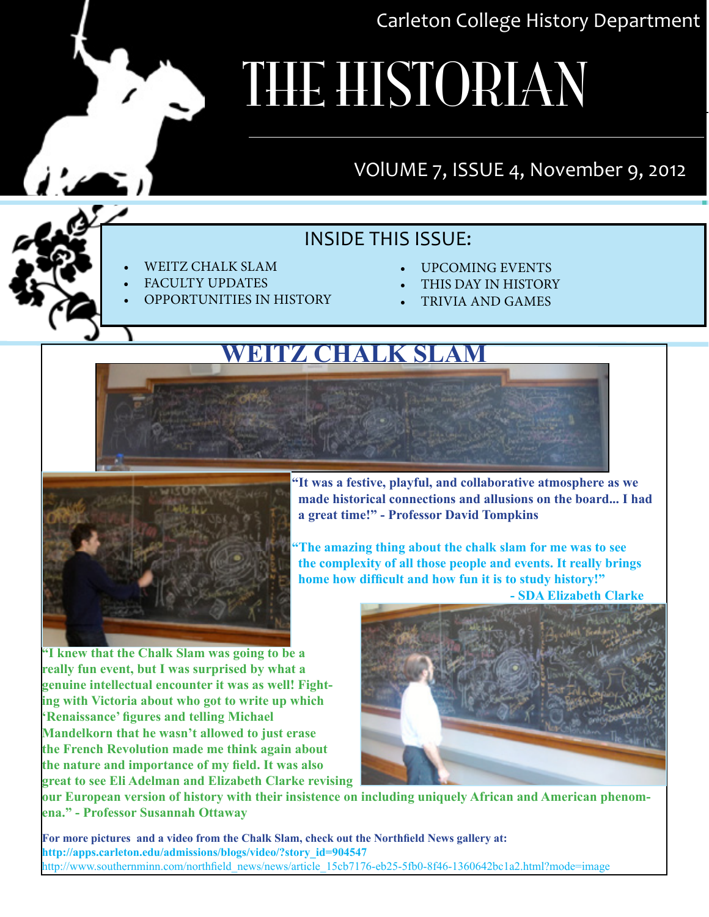Carleton College History Department

# THE HISTORIAN

VOlUME 7, ISSUE 4, November 9, 2012

## INSIDE THIS ISSUE:

- WEITZ CHALK SLAM
- FACULTY UPDATES
- OPPORTUNITIES IN HISTORY
- UPCOMING EVENTS
- THIS DAY IN HISTORY
- TRIVIA AND GAMES

## WEITZ CHALK SLAM

**"It was a festive, playful, and collaborative atmosphere as we made historical connections and allusions on the board... I had a great time!" - Professor David Tompkins**

**"The amazing thing about the chalk slam for me was to see the complexity of all those people and events. It really brings home how difficult and how fun it is to study history!" - SDA Elizabeth Clarke**

**"I knew that the Chalk Slam was going to be a really fun event, but I was surprised by what a genuine intellectual encounter it was as well! Fighting with Victoria about who got to write up which 'Renaissance' figures and telling Michael Mandelkorn that he wasn't allowed to just erase the French Revolution made me think again about the nature and importance of my field. It was also great to see Eli Adelman and Elizabeth Clarke revising our European version of history with their insistence on including uniquely African and American phenomena." - Professor Susannah Ottaway**

**For more pictures and a video from the Chalk Slam, check out the Northfield News gallery at:**
**http://apps.carleton.edu/admissions/blogs/video/?story_id=904547**
http://www.southernminn.com/northfield_news/news/article_15cb7176-eb25-5fb0-8f46-1360642bc1a2.html?mode=image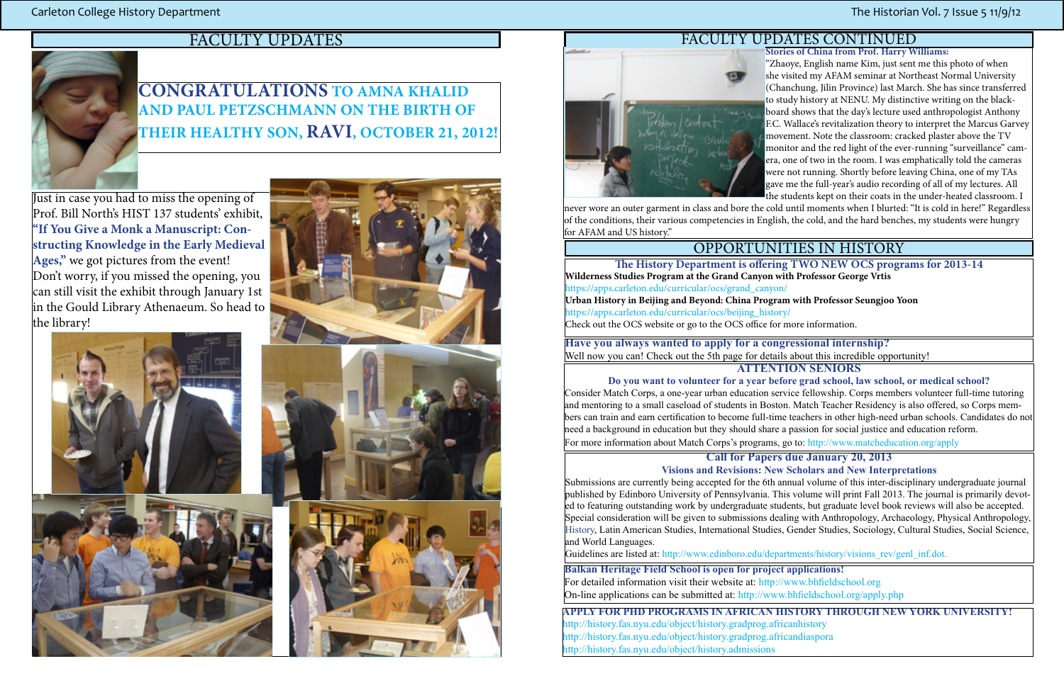## FACULTY UPDATES

**CONGRATULATIONS TO AMNA KHALID AND PAUL PETZSCHMANN ON THE BIRTH OF THEIR HEALTHY SON, RAVI, OCTOBER 21, 2012!**

Just in case you had to miss the opening of Prof. Bill North's HIST 137 students' exhibit, **"If You Give a Monk a Manuscript: Constructing Knowledge in the Early Medieval Ages,"** we got pictures from the event! Don't worry, if you missed the opening, you can still visit the exhibit through January 1st in the Gould Library Athenaeum. So head to the library!

## FACULTY UPDATES CONTINUED

**Stories of China from Prof. Harry Williams:**

"Zhaoye, English name Kim, just sent me this photo of when she visited my AFAM seminar at Northeast Normal University (Chanchung, Jilin Province) last March. She has since transferred to study history at NENU. My distinctive writing on the blackboard shows that the day's lecture used anthropologist Anthony F.C. Wallace's revitalization theory to interpret the Marcus Garvey movement. Note the classroom: cracked plaster above the TV monitor and the red light of the ever-running "surveillance" camera, one of two in the room. I was emphatically told the cameras were not running. Shortly before leaving China, one of my TAs gave me the full-year's audio recording of all of my lectures. All the students kept on their coats in the under-heated classroom. I never wore an outer garment in class and bore the cold until moments when I blurted: "It is cold in here!" Regardless of the conditions, their various competencies in English, the cold, and the hard benches, my students were hungry for AFAM and US history."

## OPPORTUNITIES IN HISTORY

**The History Department is offering TWO NEW OCS programs for 2013-14**

**Wilderness Studies Program at the Grand Canyon with Professor George Vrtis**

https://apps.carleton.edu/curricular/ocs/grand_canyon/

**Urban History in Beijing and Beyond: China Program with Professor Seungjoo Yoon**

https://apps.carleton.edu/curricular/ocs/beijing_history/

Check out the OCS website or go to the OCS office for more information.

**Have you always wanted to apply for a congressional internship?**

Well now you can! Check out the 5th page for details about this incredible opportunity!

**ATTENTION SENIORS**

**Do you want to volunteer for a year before grad school, law school, or medical school?**

Consider Match Corps, a one-year urban education service fellowship. Corps members volunteer full-time tutoring and mentoring to a small caseload of students in Boston. Match Teacher Residency is also offered, so Corps members can train and earn certification to become full-time teachers in other high-need urban schools. Candidates do not need a background in education but they should share a passion for social justice and education reform.

For more information about Match Corps's programs, go to: http://www.matcheducation.org/apply

**Call for Papers due January 20, 2013**

**Visions and Revisions: New Scholars and New Interpretations**

Submissions are currently being accepted for the 6th annual volume of this inter-disciplinary undergraduate journal published by Edinboro University of Pennsylvania. This volume will print Fall 2013. The journal is primarily devoted to featuring outstanding work by undergraduate students, but graduate level book reviews will also be accepted. Special consideration will be given to submissions dealing with Anthropology, Archaeology, Physical Anthropology, History, Latin American Studies, International Studies, Gender Studies, Sociology, Cultural Studies, Social Science, and World Languages.

Guidelines are listed at: http://www.edinboro.edu/departments/history/visions_rev/genl_inf.dot.

**Balkan Heritage Field School is open for project applications!**

For detailed information visit their website at: http://www.bhfieldschool.org

On-line applications can be submitted at: http://www.bhfieldschool.org/apply.php

**APPLY FOR PHD PROGRAMS IN AFRICAN HISTORY THROUGH NEW YORK UNIVERSITY!**

http://history.fas.nyu.edu/object/history.gradprog.africanhistory

http://history.fas.nyu.edu/object/history.gradprog.africandiaspora

http://history.fas.nyu.edu/object/history.admissions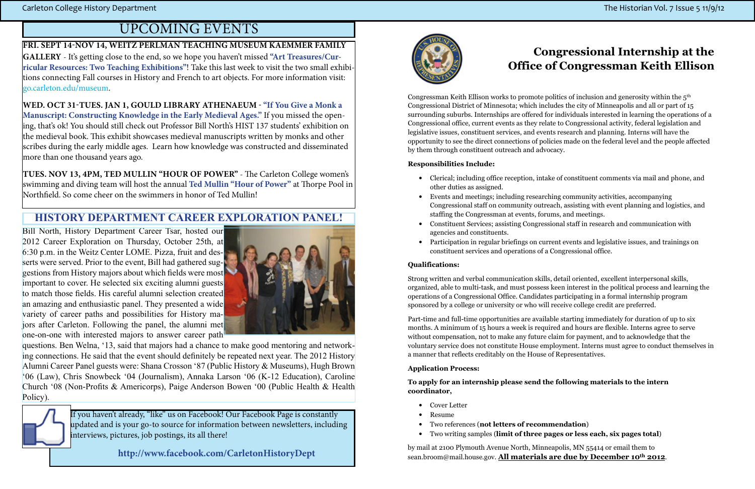# UPCOMING EVENTS

**FRI. SEPT 14-NOV 14, WEITZ PERLMAN TEACHING MUSEUM KAEMMER FAMILY GALLERY** - It's getting close to the end, so we hope you haven't missed **"Art Treasures/Curricular Resources: Two Teaching Exhibitions"**! Take this last week to visit the two small exhibitions connecting Fall courses in History and French to art objects. For more information visit: go.carleton.edu/museum.

**WED. OCT 31-TUES. JAN 1, GOULD LIBRARY ATHENAEUM** - **"If You Give a Monk a Manuscript: Constructing Knowledge in the Early Medieval Ages."** If you missed the opening, that's ok! You should still check out Professor Bill North's HIST 137 students' exhibition on the medieval book. This exhibit showcases medieval manuscripts written by monks and other scribes during the early middle ages. Learn how knowledge was constructed and disseminated more than one thousand years ago.

**TUES. NOV 13, 4PM, TED MULLIN "HOUR OF POWER"** - The Carleton College women's swimming and diving team will host the annual **Ted Mullin "Hour of Power"** at Thorpe Pool in Northfield. So come cheer on the swimmers in honor of Ted Mullin!

## HISTORY DEPARTMENT CAREER EXPLORATION PANEL!

Bill North, History Department Career Tsar, hosted our 2012 Career Exploration on Thursday, October 25th, at 6:30 p.m. in the Weitz Center LOME. Pizza, fruit and desserts were served. Prior to the event, Bill had gathered suggestions from History majors about which fields were most important to cover. He selected six exciting alumni guests to match those fields. His careful alumni selection created an amazing and enthusiastic panel. They presented a wide variety of career paths and possibilities for History majors after Carleton. Following the panel, the alumni met one-on-one with interested majors to answer career path questions. Ben Welna, '13, said that majors had a chance to make good mentoring and networking connections. He said that the event should definitely be repeated next year. The 2012 History Alumni Career Panel guests were: Shana Crosson '87 (Public History & Museums), Hugh Brown '06 (Law), Chris Snowbeck '04 (Journalism), Annaka Larson '06 (K-12 Education), Caroline Church '08 (Non-Profits & Americorps), Paige Anderson Bowen '00 (Public Health & Health Policy).

If you haven't already, "like" us on Facebook! Our Facebook Page is constantly updated and is your go-to source for information between newsletters, including interviews, pictures, job postings, its all there!

**http://www.facebook.com/CarletonHistoryDept**

## Congressional Internship at the Office of Congressman Keith Ellison

Congressman Keith Ellison works to promote politics of inclusion and generosity within the 5th Congressional District of Minnesota; which includes the city of Minneapolis and all or part of 15 surrounding suburbs. Internships are offered for individuals interested in learning the operations of a Congressional office, current events as they relate to Congressional activity, federal legislation and legislative issues, constituent services, and events research and planning. Interns will have the opportunity to see the direct connections of policies made on the federal level and the people affected by them through constituent outreach and advocacy.

**Responsibilities Include:**

- Clerical; including office reception, intake of constituent comments via mail and phone, and other duties as assigned.
- Events and meetings; including researching community activities, accompanying Congressional staff on community outreach, assisting with event planning and logistics, and staffing the Congressman at events, forums, and meetings.
- Constituent Services; assisting Congressional staff in research and communication with agencies and constituents.
- Participation in regular briefings on current events and legislative issues, and trainings on constituent services and operations of a Congressional office.

**Qualifications:**

Strong written and verbal communication skills, detail oriented, excellent interpersonal skills, organized, able to multi-task, and must possess keen interest in the political process and learning the operations of a Congressional Office. Candidates participating in a formal internship program sponsored by a college or university or who will receive college credit are preferred.

Part-time and full-time opportunities are available starting immediately for duration of up to six months. A minimum of 15 hours a week is required and hours are flexible. Interns agree to serve without compensation, not to make any future claim for payment, and to acknowledge that the voluntary service does not constitute House employment. Interns must agree to conduct themselves in a manner that reflects creditably on the House of Representatives.

**Application Process:**

**To apply for an internship please send the following materials to the intern coordinator,**

- Cover Letter
- Resume
- Two references (**not letters of recommendation**)
- Two writing samples (**limit of three pages or less each, six pages total**)

by mail at 2100 Plymouth Avenue North, Minneapolis, MN 55414 or email them to sean.broom@mail.house.gov. **All materials are due by December 10th 2012**.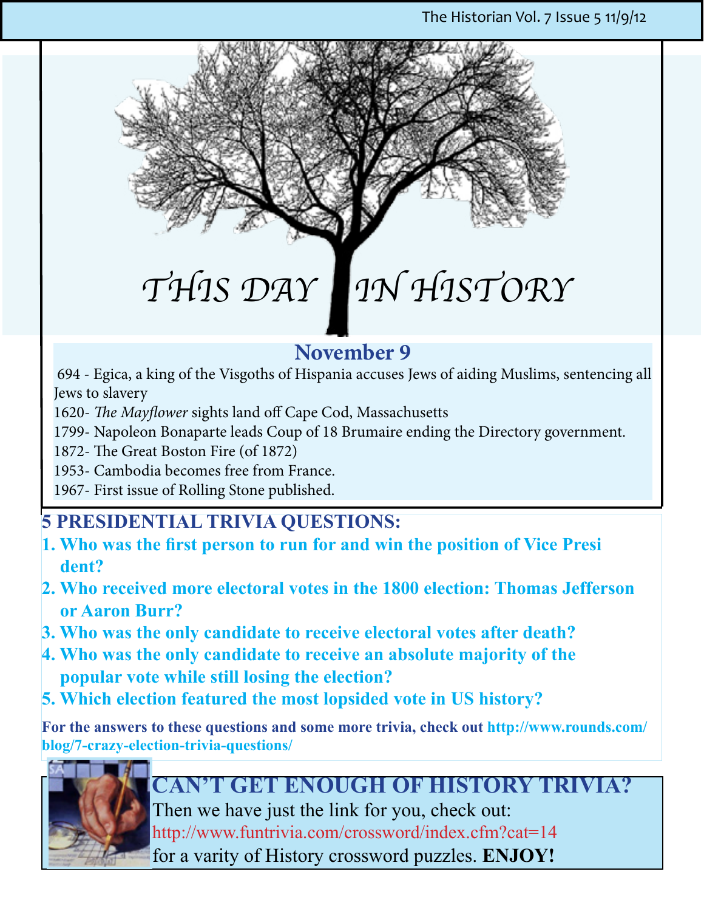# THIS DAY IN HISTORY

## November 9

694 - Egica, a king of the Visgoths of Hispania accuses Jews of aiding Muslims, sentencing all Jews to slavery

1620- *The Mayflower* sights land off Cape Cod, Massachusetts

1799- Napoleon Bonaparte leads Coup of 18 Brumaire ending the Directory government.

1872- The Great Boston Fire (of 1872)

1953- Cambodia becomes free from France.

1967- First issue of Rolling Stone published.

## 5 PRESIDENTIAL TRIVIA QUESTIONS:

1. **Who was the first person to run for and win the position of Vice President?**
2. **Who received more electoral votes in the 1800 election: Thomas Jefferson or Aaron Burr?**
3. **Who was the only candidate to receive electoral votes after death?**
4. **Who was the only candidate to receive an absolute majority of the popular vote while still losing the election?**
5. **Which election featured the most lopsided vote in US history?**

**For the answers to these questions and some more trivia, check out http://www.rounds.com/blog/7-crazy-election-trivia-questions/**

## CAN'T GET ENOUGH OF HISTORY TRIVIA?

Then we have just the link for you, check out:
http://www.funtrivia.com/crossword/index.cfm?cat=14
for a varity of History crossword puzzles. **ENJOY!**